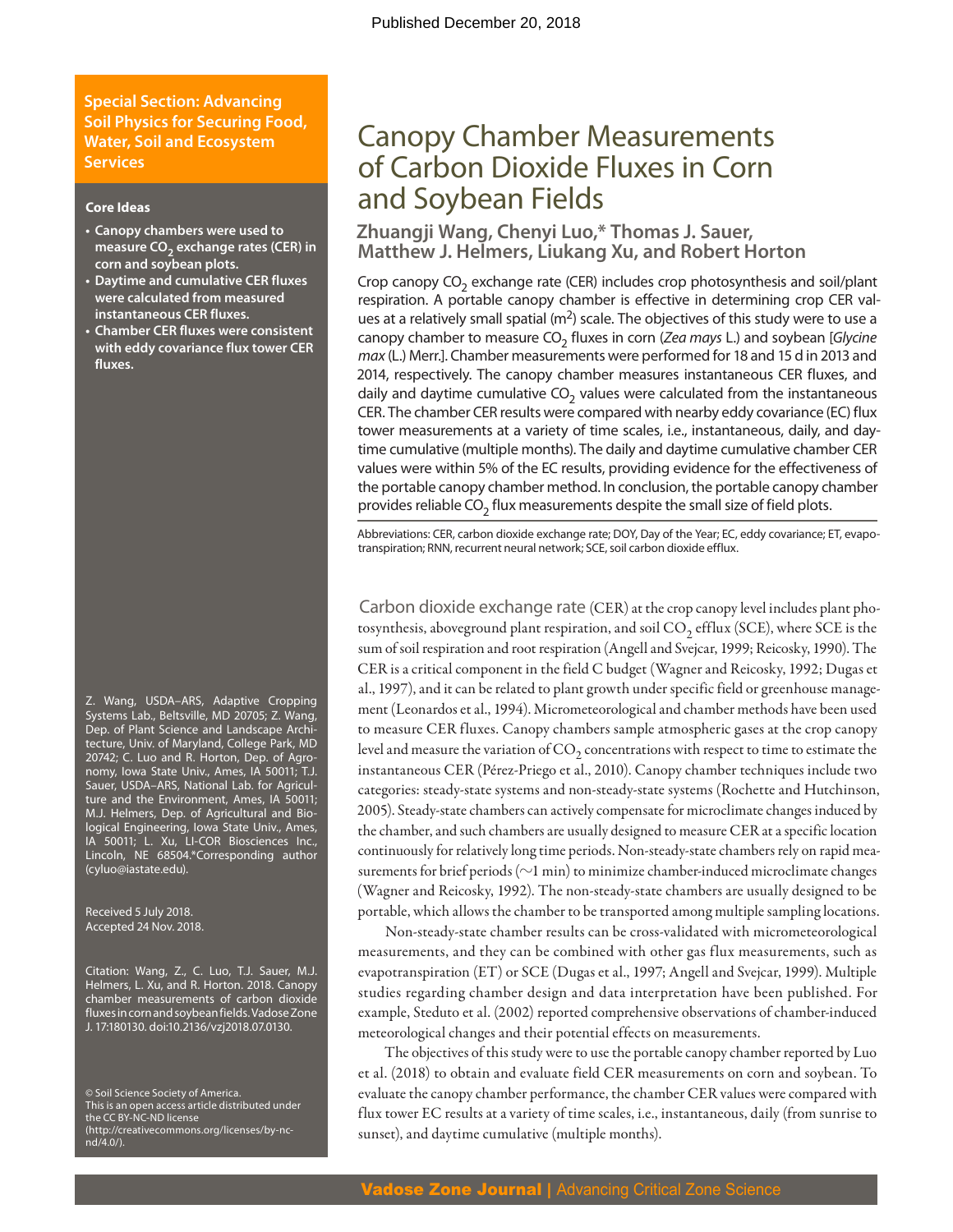Published December 20, 2018

**Special Section: Advancing Soil Physics for Securing Food, Water, Soil and Ecosystem Services**

# Canopy Chamber Measurements of Carbon Dioxide Fluxes in Corn and Soybean Fields

**Zhuangji Wang, Chenyi Luo,* Thomas J. Sauer, Matthew J. Helmers, Liukang Xu, and Robert Horton**

**Core Ideas**

- Canopy chambers were used to measure $CO_2$ exchange rates (CER) in corn and soybean plots.
- Daytime and cumulative CER fluxes were calculated from measured instantaneous CER fluxes.
- Chamber CER fluxes were consistent with eddy covariance flux tower CER fluxes.

Crop canopy $CO_2$ exchange rate (CER) includes crop photosynthesis and soil/plant respiration. A portable canopy chamber is effective in determining crop CER values at a relatively small spatial ($m^2$) scale. The objectives of this study were to use a canopy chamber to measure $CO_2$ fluxes in corn (*Zea mays* L.) and soybean [*Glycine max* (L.) Merr.]. Chamber measurements were performed for 18 and 15 d in 2013 and 2014, respectively. The canopy chamber measures instantaneous CER fluxes, and daily and daytime cumulative $CO_2$ values were calculated from the instantaneous CER. The chamber CER results were compared with nearby eddy covariance (EC) flux tower measurements at a variety of time scales, i.e., instantaneous, daily, and daytime cumulative (multiple months). The daily and daytime cumulative chamber CER values were within 5% of the EC results, providing evidence for the effectiveness of the portable canopy chamber method. In conclusion, the portable canopy chamber provides reliable $CO_2$ flux measurements despite the small size of field plots.

Abbreviations: CER, carbon dioxide exchange rate; DOY, Day of the Year; EC, eddy covariance; ET, evapotranspiration; RNN, recurrent neural network; SCE, soil carbon dioxide efflux.

Z. Wang, USDA–ARS, Adaptive Cropping Systems Lab., Beltsville, MD 20705; Z. Wang, Dep. of Plant Science and Landscape Architecture, Univ. of Maryland, College Park, MD 20742; C. Luo and R. Horton, Dep. of Agronomy, Iowa State Univ., Ames, IA 50011; T.J. Sauer, USDA–ARS, National Lab. for Agriculture and the Environment, Ames, IA 50011; M.J. Helmers, Dep. of Agricultural and Biological Engineering, Iowa State Univ., Ames, IA 50011; L. Xu, LI-COR Biosciences Inc., Lincoln, NE 68504.*Corresponding author (cyluo@iastate.edu).

Received 5 July 2018.
Accepted 24 Nov. 2018.

Citation: Wang, Z., C. Luo, T.J. Sauer, M.J. Helmers, L. Xu, and R. Horton. 2018. Canopy chamber measurements of carbon dioxide fluxes in corn and soybean fields. Vadose Zone J. 17:180130. doi:10.2136/vzj2018.07.0130.

© Soil Science Society of America.
This is an open access article distributed under the CC BY-NC-ND license (http://creativecommons.org/licenses/by-nc-nd/4.0/).

Carbon dioxide exchange rate (CER) at the crop canopy level includes plant photosynthesis, aboveground plant respiration, and soil $CO_2$ efflux (SCE), where SCE is the sum of soil respiration and root respiration (Angell and Svejcar, 1999; Reicosky, 1990). The CER is a critical component in the field C budget (Wagner and Reicosky, 1992; Dugas et al., 1997), and it can be related to plant growth under specific field or greenhouse management (Leonardos et al., 1994). Micrometeorological and chamber methods have been used to measure CER fluxes. Canopy chambers sample atmospheric gases at the crop canopy level and measure the variation of $CO_2$ concentrations with respect to time to estimate the instantaneous CER (Pérez-Priego et al., 2010). Canopy chamber techniques include two categories: steady-state systems and non-steady-state systems (Rochette and Hutchinson, 2005). Steady-state chambers can actively compensate for microclimate changes induced by the chamber, and such chambers are usually designed to measure CER at a specific location continuously for relatively long time periods. Non-steady-state chambers rely on rapid measurements for brief periods (~1 min) to minimize chamber-induced microclimate changes (Wagner and Reicosky, 1992). The non-steady-state chambers are usually designed to be portable, which allows the chamber to be transported among multiple sampling locations.

Non-steady-state chamber results can be cross-validated with micrometeorological measurements, and they can be combined with other gas flux measurements, such as evapotranspiration (ET) or SCE (Dugas et al., 1997; Angell and Svejcar, 1999). Multiple studies regarding chamber design and data interpretation have been published. For example, Steduto et al. (2002) reported comprehensive observations of chamber-induced meteorological changes and their potential effects on measurements.

The objectives of this study were to use the portable canopy chamber reported by Luo et al. (2018) to obtain and evaluate field CER measurements on corn and soybean. To evaluate the canopy chamber performance, the chamber CER values were compared with flux tower EC results at a variety of time scales, i.e., instantaneous, daily (from sunrise to sunset), and daytime cumulative (multiple months).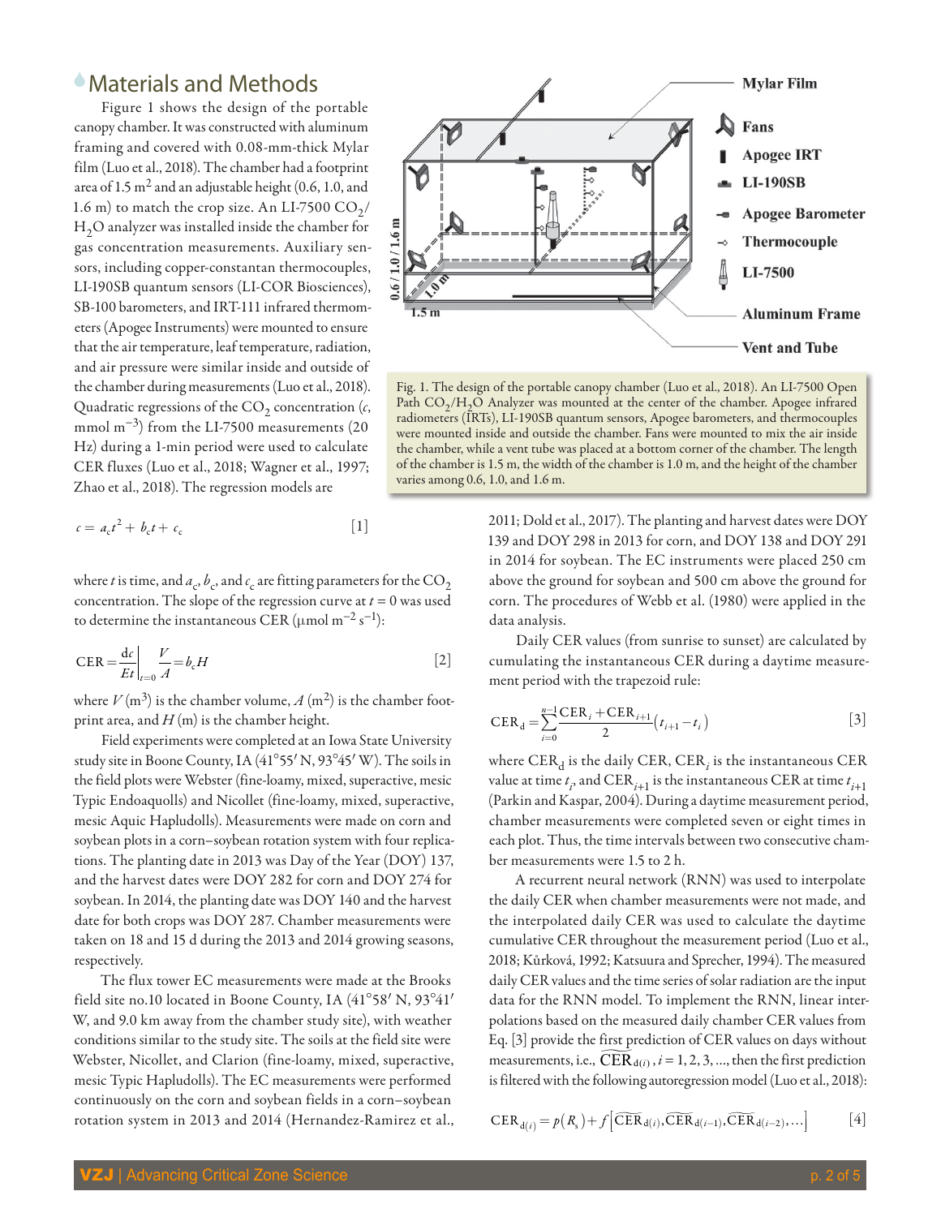## Materials and Methods

Figure 1 shows the design of the portable canopy chamber. It was constructed with aluminum framing and covered with 0.08-mm-thick Mylar film (Luo et al., 2018). The chamber had a footprint area of 1.5 m$^2$ and an adjustable height (0.6, 1.0, and 1.6 m) to match the crop size. An LI-7500 $CO_2$/$H_2O$ analyzer was installed inside the chamber for gas concentration measurements. Auxiliary sensors, including copper-constantan thermocouples, LI-190SB quantum sensors (LI-COR Biosciences), SB-100 barometers, and IRT-111 infrared thermometers (Apogee Instruments) were mounted to ensure that the air temperature, leaf temperature, radiation, and air pressure were similar inside and outside of the chamber during measurements (Luo et al., 2018). Quadratic regressions of the $CO_2$ concentration ($c$, mmol m$^{-3}$) from the LI-7500 measurements (20 Hz) during a 1-min period were used to calculate CER fluxes (Luo et al., 2018; Wagner et al., 1997; Zhao et al., 2018). The regression models are

Fig. 1. The design of the portable canopy chamber (Luo et al., 2018). An LI-7500 Open Path $CO_2$/$H_2O$ Analyzer was mounted at the center of the chamber. Apogee infrared radiometers (IRTs), LI-190SB quantum sensors, Apogee barometers, and thermocouples were mounted inside and outside the chamber. Fans were mounted to mix the air inside the chamber, while a vent tube was placed at a bottom corner of the chamber. The length of the chamber is 1.5 m, the width of the chamber is 1.0 m, and the height of the chamber varies among 0.6, 1.0, and 1.6 m.

$$c = a_c t^2 + b_c t + c_c \qquad [1]$$

where $t$ is time, and $a_c$, $b_c$, and $c_c$ are fitting parameters for the $CO_2$ concentration. The slope of the regression curve at $t = 0$ was used to determine the instantaneous CER (μmol m$^{-2}$ s$^{-1}$):

$$\text{CER} = \frac{\mathrm{d}c}{Et}\bigg|_{t=0} \frac{V}{A} = b_c H \qquad [2]$$

where $V$ (m$^3$) is the chamber volume, $A$ (m$^2$) is the chamber footprint area, and $H$ (m) is the chamber height.

Field experiments were completed at an Iowa State University study site in Boone County, IA (41°55′ N, 93°45′ W). The soils in the field plots were Webster (fine-loamy, mixed, superactive, mesic Typic Endoaquolls) and Nicollet (fine-loamy, mixed, superactive, mesic Aquic Hapludolls). Measurements were made on corn and soybean plots in a corn–soybean rotation system with four replications. The planting date in 2013 was Day of the Year (DOY) 137, and the harvest dates were DOY 282 for corn and DOY 274 for soybean. In 2014, the planting date was DOY 140 and the harvest date for both crops was DOY 287. Chamber measurements were taken on 18 and 15 d during the 2013 and 2014 growing seasons, respectively.

The flux tower EC measurements were made at the Brooks field site no.10 located in Boone County, IA (41°58′ N, 93°41′ W, and 9.0 km away from the chamber study site), with weather conditions similar to the study site. The soils at the field site were Webster, Nicollet, and Clarion (fine-loamy, mixed, superactive, mesic Typic Hapludolls). The EC measurements were performed continuously on the corn and soybean fields in a corn–soybean rotation system in 2013 and 2014 (Hernandez-Ramirez et al., 2011; Dold et al., 2017). The planting and harvest dates were DOY 139 and DOY 298 in 2013 for corn, and DOY 138 and DOY 291 in 2014 for soybean. The EC instruments were placed 250 cm above the ground for soybean and 500 cm above the ground for corn. The procedures of Webb et al. (1980) were applied in the data analysis.

Daily CER values (from sunrise to sunset) are calculated by cumulating the instantaneous CER during a daytime measurement period with the trapezoid rule:

$$\text{CER}_\text{d} = \sum_{i=0}^{n-1} \frac{\text{CER}_i + \text{CER}_{i+1}}{2}\left(t_{i+1} - t_i\right) \qquad [3]$$

where $\text{CER}_\text{d}$ is the daily CER, $\text{CER}_i$ is the instantaneous CER value at time $t_i$, and $\text{CER}_{i+1}$ is the instantaneous CER at time $t_{i+1}$ (Parkin and Kaspar, 2004). During a daytime measurement period, chamber measurements were completed seven or eight times in each plot. Thus, the time intervals between two consecutive chamber measurements were 1.5 to 2 h.

A recurrent neural network (RNN) was used to interpolate the daily CER when chamber measurements were not made, and the interpolated daily CER was used to calculate the daytime cumulative CER throughout the measurement period (Luo et al., 2018; Kůrková, 1992; Katsuura and Sprecher, 1994). The measured daily CER values and the time series of solar radiation are the input data for the RNN model. To implement the RNN, linear interpolations based on the measured daily chamber CER values from Eq. [3] provide the first prediction of CER values on days without measurements, i.e., $\widetilde{\text{CER}}_{\text{d}(i)}, i = 1, 2, 3, \ldots$, then the first prediction is filtered with the following autoregression model (Luo et al., 2018):

$$\text{CER}_{\text{d}(i)} = p(R_\text{s}) + f\left[\widetilde{\text{CER}}_{\text{d}(i)}, \widetilde{\text{CER}}_{\text{d}(i-1)}, \widetilde{\text{CER}}_{\text{d}(i-2)}, \ldots\right] \qquad [4]$$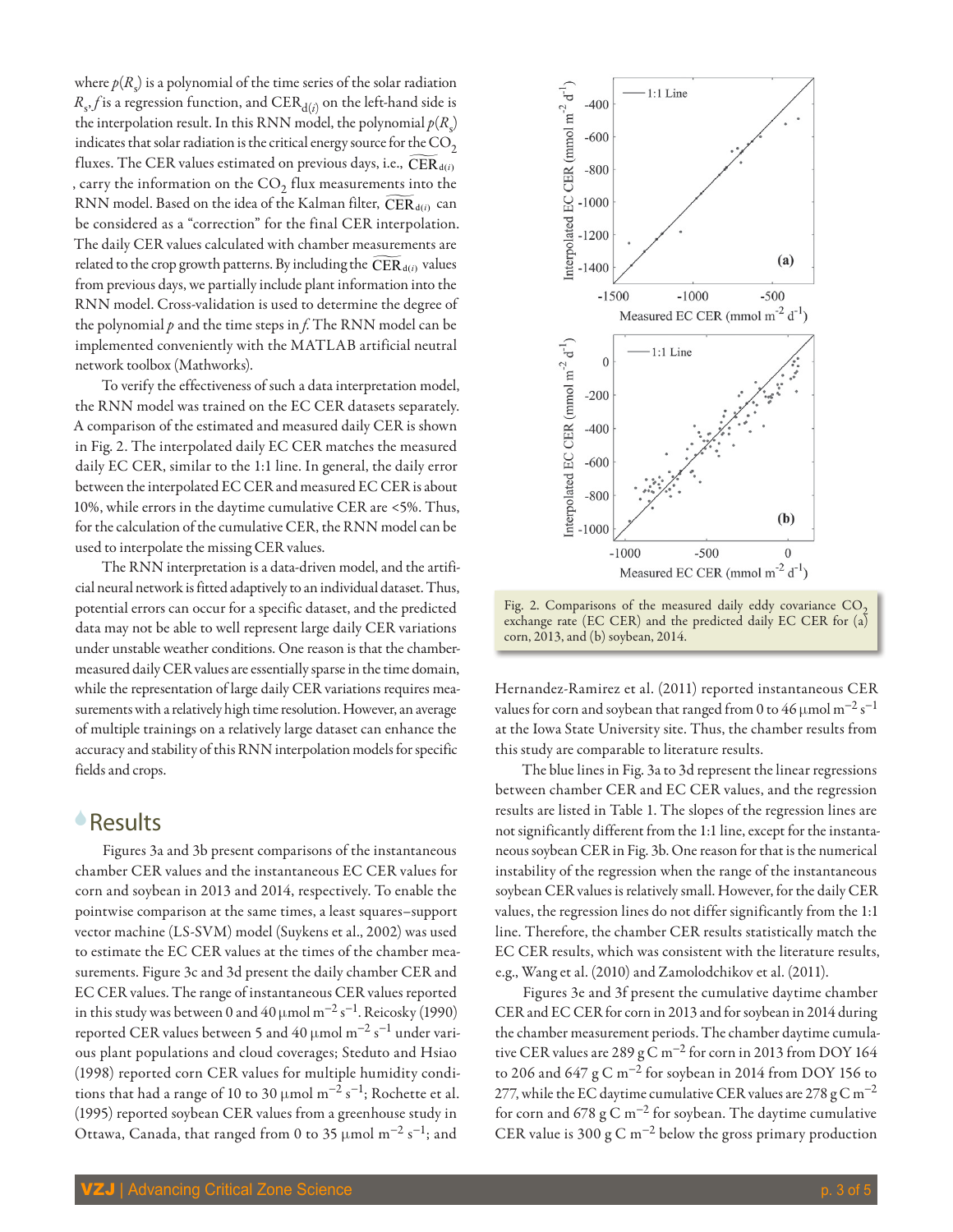where $p(R_s)$ is a polynomial of the time series of the solar radiation $R_s$, $f$ is a regression function, and $\text{CER}_{d(i)}$ on the left-hand side is the interpolation result. In this RNN model, the polynomial $p(R_s)$ indicates that solar radiation is the critical energy source for the $CO_2$ fluxes. The CER values estimated on previous days, i.e., $\widetilde{\text{CER}}_{d(i)}$, carry the information on the $CO_2$ flux measurements into the RNN model. Based on the idea of the Kalman filter, $\widetilde{\text{CER}}_{d(i)}$ can be considered as a "correction" for the final CER interpolation. The daily CER values calculated with chamber measurements are related to the crop growth patterns. By including the $\widetilde{\text{CER}}_{d(i)}$ values from previous days, we partially include plant information into the RNN model. Cross-validation is used to determine the degree of the polynomial $p$ and the time steps in $f$. The RNN model can be implemented conveniently with the MATLAB artificial neutral network toolbox (Mathworks).

To verify the effectiveness of such a data interpretation model, the RNN model was trained on the EC CER datasets separately. A comparison of the estimated and measured daily CER is shown in Fig. 2. The interpolated daily EC CER matches the measured daily EC CER, similar to the 1:1 line. In general, the daily error between the interpolated EC CER and measured EC CER is about 10%, while errors in the daytime cumulative CER are <5%. Thus, for the calculation of the cumulative CER, the RNN model can be used to interpolate the missing CER values.

The RNN interpretation is a data-driven model, and the artificial neural network is fitted adaptively to an individual dataset. Thus, potential errors can occur for a specific dataset, and the predicted data may not be able to well represent large daily CER variations under unstable weather conditions. One reason is that the chamber-measured daily CER values are essentially sparse in the time domain, while the representation of large daily CER variations requires measurements with a relatively high time resolution. However, an average of multiple trainings on a relatively large dataset can enhance the accuracy and stability of this RNN interpolation models for specific fields and crops.

Fig. 2. Comparisons of the measured daily eddy covariance $CO_2$ exchange rate (EC CER) and the predicted daily EC CER for (a) corn, 2013, and (b) soybean, 2014.

## Results

Figures 3a and 3b present comparisons of the instantaneous chamber CER values and the instantaneous EC CER values for corn and soybean in 2013 and 2014, respectively. To enable the pointwise comparison at the same times, a least squares–support vector machine (LS-SVM) model (Suykens et al., 2002) was used to estimate the EC CER values at the times of the chamber measurements. Figure 3c and 3d present the daily chamber CER and EC CER values. The range of instantaneous CER values reported in this study was between 0 and 40 $\mu\text{mol m}^{-2}\ \text{s}^{-1}$. Reicosky (1990) reported CER values between 5 and 40 $\mu\text{mol m}^{-2}\ \text{s}^{-1}$ under various plant populations and cloud coverages; Steduto and Hsiao (1998) reported corn CER values for multiple humidity conditions that had a range of 10 to 30 $\mu\text{mol m}^{-2}\ \text{s}^{-1}$; Rochette et al. (1995) reported soybean CER values from a greenhouse study in Ottawa, Canada, that ranged from 0 to 35 $\mu\text{mol m}^{-2}\ \text{s}^{-1}$; and Hernandez-Ramirez et al. (2011) reported instantaneous CER values for corn and soybean that ranged from 0 to 46 $\mu\text{mol m}^{-2}\ \text{s}^{-1}$ at the Iowa State University site. Thus, the chamber results from this study are comparable to literature results.

The blue lines in Fig. 3a to 3d represent the linear regressions between chamber CER and EC CER values, and the regression results are listed in Table 1. The slopes of the regression lines are not significantly different from the 1:1 line, except for the instantaneous soybean CER in Fig. 3b. One reason for that is the numerical instability of the regression when the range of the instantaneous soybean CER values is relatively small. However, for the daily CER values, the regression lines do not differ significantly from the 1:1 line. Therefore, the chamber CER results statistically match the EC CER results, which was consistent with the literature results, e.g., Wang et al. (2010) and Zamolodchikov et al. (2011).

Figures 3e and 3f present the cumulative daytime chamber CER and EC CER for corn in 2013 and for soybean in 2014 during the chamber measurement periods. The chamber daytime cumulative CER values are 289 $\text{g C m}^{-2}$ for corn in 2013 from DOY 164 to 206 and 647 $\text{g C m}^{-2}$ for soybean in 2014 from DOY 156 to 277, while the EC daytime cumulative CER values are 278 $\text{g C m}^{-2}$ for corn and 678 $\text{g C m}^{-2}$ for soybean. The daytime cumulative CER value is 300 $\text{g C m}^{-2}$ below the gross primary production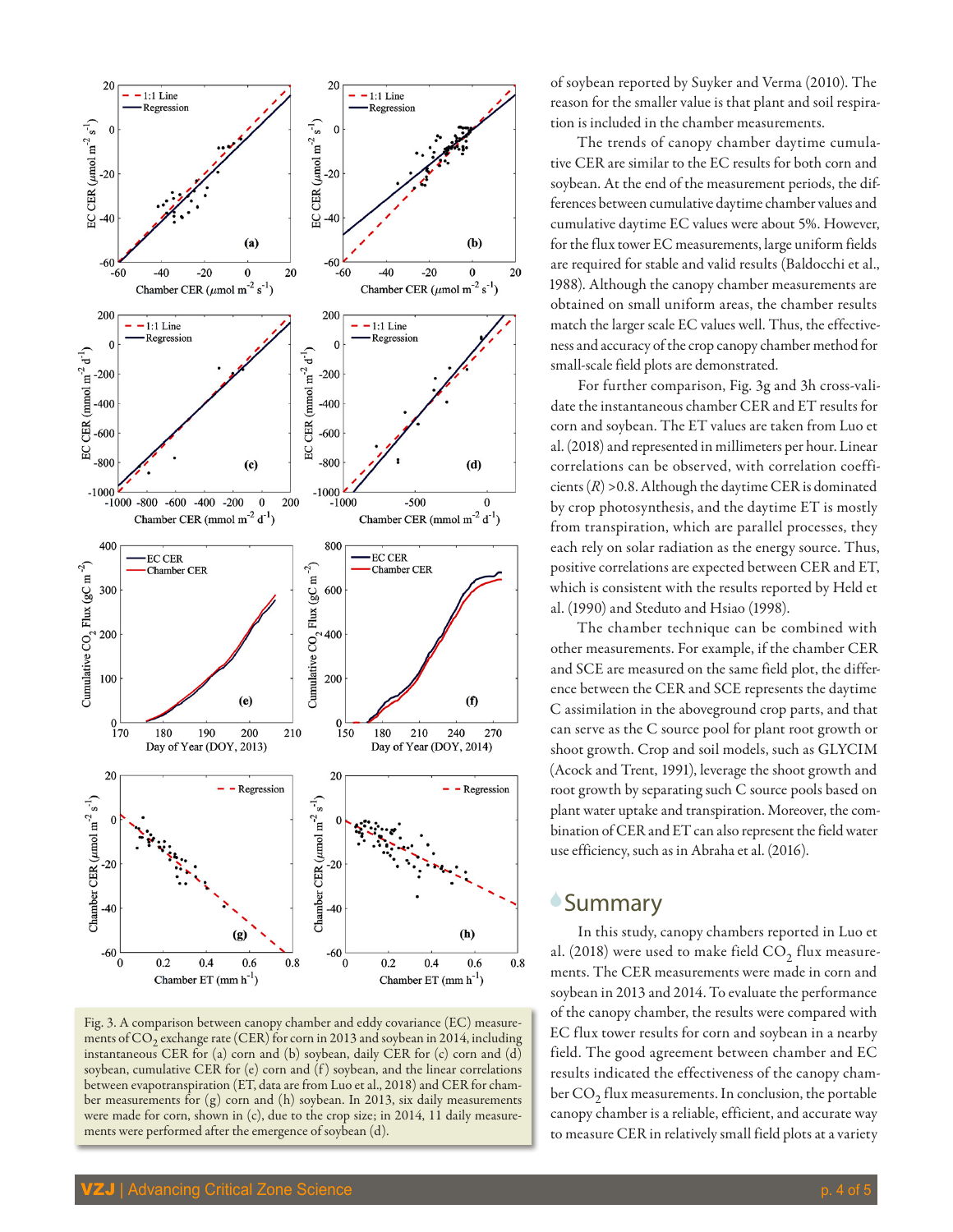Fig. 3. A comparison between canopy chamber and eddy covariance (EC) measurements of $CO_2$ exchange rate (CER) for corn in 2013 and soybean in 2014, including instantaneous CER for (a) corn and (b) soybean, daily CER for (c) corn and (d) soybean, cumulative CER for (e) corn and (f) soybean, and the linear correlations between evapotranspiration (ET, data are from Luo et al., 2018) and CER for chamber measurements for (g) corn and (h) soybean. In 2013, six daily measurements were made for corn, shown in (c), due to the crop size; in 2014, 11 daily measurements were performed after the emergence of soybean (d).

of soybean reported by Suyker and Verma (2010). The reason for the smaller value is that plant and soil respiration is included in the chamber measurements.

The trends of canopy chamber daytime cumulative CER are similar to the EC results for both corn and soybean. At the end of the measurement periods, the differences between cumulative daytime chamber values and cumulative daytime EC values were about 5%. However, for the flux tower EC measurements, large uniform fields are required for stable and valid results (Baldocchi et al., 1988). Although the canopy chamber measurements are obtained on small uniform areas, the chamber results match the larger scale EC values well. Thus, the effectiveness and accuracy of the crop canopy chamber method for small-scale field plots are demonstrated.

For further comparison, Fig. 3g and 3h cross-validate the instantaneous chamber CER and ET results for corn and soybean. The ET values are taken from Luo et al. (2018) and represented in millimeters per hour. Linear correlations can be observed, with correlation coefficients ($R$) >0.8. Although the daytime CER is dominated by crop photosynthesis, and the daytime ET is mostly from transpiration, which are parallel processes, they each rely on solar radiation as the energy source. Thus, positive correlations are expected between CER and ET, which is consistent with the results reported by Held et al. (1990) and Steduto and Hsiao (1998).

The chamber technique can be combined with other measurements. For example, if the chamber CER and SCE are measured on the same field plot, the difference between the CER and SCE represents the daytime C assimilation in the aboveground crop parts, and that can serve as the C source pool for plant root growth or shoot growth. Crop and soil models, such as GLYCIM (Acock and Trent, 1991), leverage the shoot growth and root growth by separating such C source pools based on plant water uptake and transpiration. Moreover, the combination of CER and ET can also represent the field water use efficiency, such as in Abraha et al. (2016).

## Summary

In this study, canopy chambers reported in Luo et al. (2018) were used to make field $CO_2$ flux measurements. The CER measurements were made in corn and soybean in 2013 and 2014. To evaluate the performance of the canopy chamber, the results were compared with EC flux tower results for corn and soybean in a nearby field. The good agreement between chamber and EC results indicated the effectiveness of the canopy chamber $CO_2$ flux measurements. In conclusion, the portable canopy chamber is a reliable, efficient, and accurate way to measure CER in relatively small field plots at a variety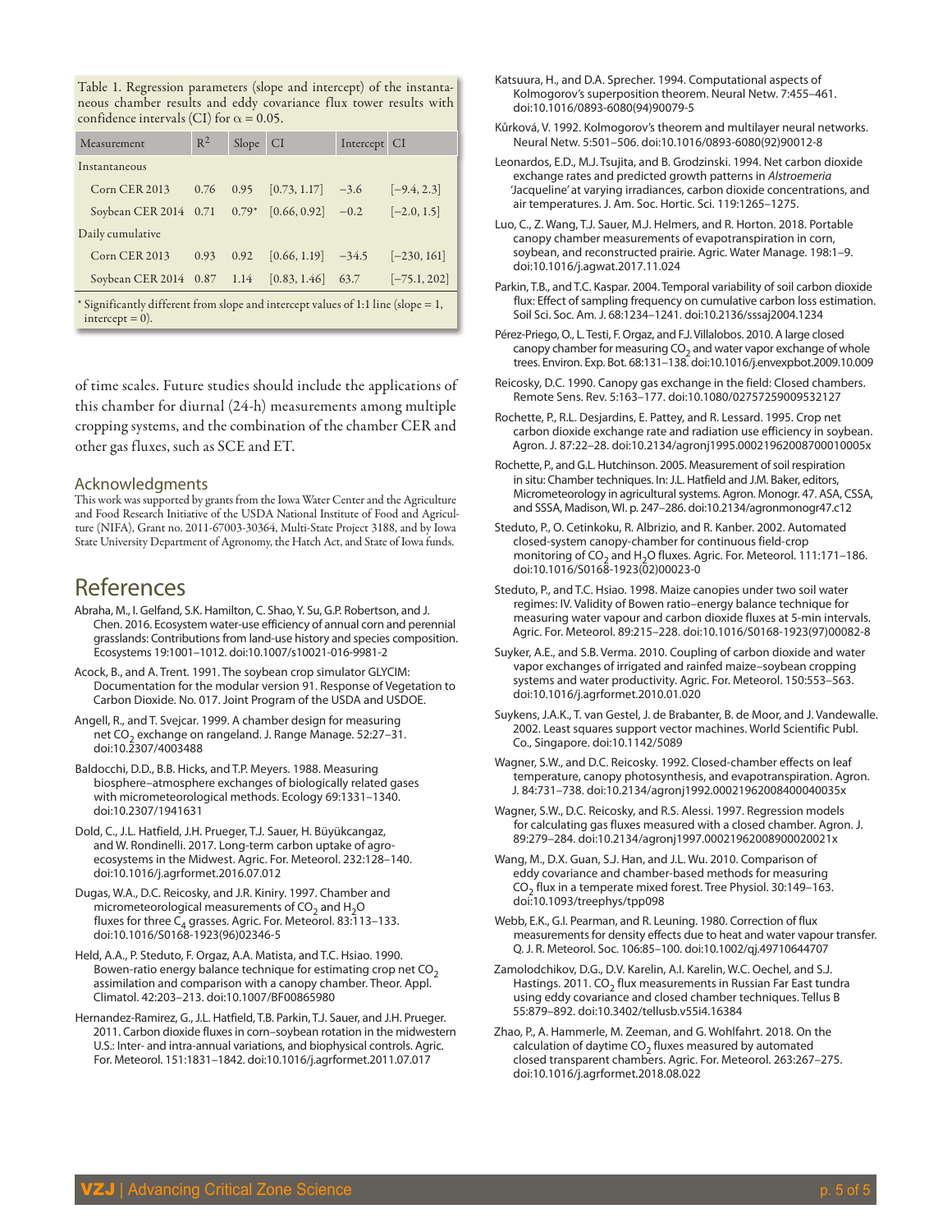Table 1. Regression parameters (slope and intercept) of the instantaneous chamber results and eddy covariance flux tower results with confidence intervals (CI) for $\alpha = 0.05$.

| Measurement | $R^2$ | Slope | CI | Intercept | CI |
|---|---|---|---|---|---|
| Instantaneous | | | | | |
| Corn CER 2013 | 0.76 | 0.95 | [0.73, 1.17] | −3.6 | [−9.4, 2.3] |
| Soybean CER 2014 | 0.71 | 0.79* | [0.66, 0.92] | −0.2 | [−2.0, 1.5] |
| Daily cumulative | | | | | |
| Corn CER 2013 | 0.93 | 0.92 | [0.66, 1.19] | −34.5 | [−230, 161] |
| Soybean CER 2014 | 0.87 | 1.14 | [0.83, 1.46] | 63.7 | [−75.1, 202] |

* Significantly different from slope and intercept values of 1:1 line (slope = 1, intercept = 0).

of time scales. Future studies should include the applications of this chamber for diurnal (24-h) measurements among multiple cropping systems, and the combination of the chamber CER and other gas fluxes, such as SCE and ET.

## Acknowledgments

This work was supported by grants from the Iowa Water Center and the Agriculture and Food Research Initiative of the USDA National Institute of Food and Agriculture (NIFA), Grant no. 2011-67003-30364, Multi-State Project 3188, and by Iowa State University Department of Agronomy, the Hatch Act, and State of Iowa funds.

# References

Abraha, M., I. Gelfand, S.K. Hamilton, C. Shao, Y. Su, G.P. Robertson, and J. Chen. 2016. Ecosystem water-use efficiency of annual corn and perennial grasslands: Contributions from land-use history and species composition. Ecosystems 19:1001–1012. doi:10.1007/s10021-016-9981-2

Acock, B., and A. Trent. 1991. The soybean crop simulator GLYCIM: Documentation for the modular version 91. Response of Vegetation to Carbon Dioxide. No. 017. Joint Program of the USDA and USDOE.

Angell, R., and T. Svejcar. 1999. A chamber design for measuring net $CO_2$ exchange on rangeland. J. Range Manage. 52:27–31. doi:10.2307/4003488

Baldocchi, D.D., B.B. Hicks, and T.P. Meyers. 1988. Measuring biosphere–atmosphere exchanges of biologically related gases with micrometeorological methods. Ecology 69:1331–1340. doi:10.2307/1941631

Dold, C., J.L. Hatfield, J.H. Prueger, T.J. Sauer, H. Büyükcangaz, and W. Rondinelli. 2017. Long-term carbon uptake of agro-ecosystems in the Midwest. Agric. For. Meteorol. 232:128–140. doi:10.1016/j.agrformet.2016.07.012

Dugas, W.A., D.C. Reicosky, and J.R. Kiniry. 1997. Chamber and micrometeorological measurements of $CO_2$ and $H_2O$ fluxes for three $C_4$ grasses. Agric. For. Meteorol. 83:113–133. doi:10.1016/S0168-1923(96)02346-5

Held, A.A., P. Steduto, F. Orgaz, A. Matista, and T.C. Hsiao. 1990. Bowen-ratio energy balance technique for estimating crop net $CO_2$ assimilation and comparison with a canopy chamber. Theor. Appl. Climatol. 42:203–213. doi:10.1007/BF00865980

Hernandez-Ramirez, G., J.L. Hatfield, T.B. Parkin, T.J. Sauer, and J.H. Prueger. 2011. Carbon dioxide fluxes in corn–soybean rotation in the midwestern U.S.: Inter- and intra-annual variations, and biophysical controls. Agric. For. Meteorol. 151:1831–1842. doi:10.1016/j.agrformet.2011.07.017

Katsuura, H., and D.A. Sprecher. 1994. Computational aspects of Kolmogorov's superposition theorem. Neural Netw. 7:455–461. doi:10.1016/0893-6080(94)90079-5

Kůrková, V. 1992. Kolmogorov's theorem and multilayer neural networks. Neural Netw. 5:501–506. doi:10.1016/0893-6080(92)90012-8

Leonardos, E.D., M.J. Tsujita, and B. Grodzinski. 1994. Net carbon dioxide exchange rates and predicted growth patterns in *Alstroemeria* 'Jacqueline' at varying irradiances, carbon dioxide concentrations, and air temperatures. J. Am. Soc. Hortic. Sci. 119:1265–1275.

Luo, C., Z. Wang, T.J. Sauer, M.J. Helmers, and R. Horton. 2018. Portable canopy chamber measurements of evapotranspiration in corn, soybean, and reconstructed prairie. Agric. Water Manage. 198:1–9. doi:10.1016/j.agwat.2017.11.024

Parkin, T.B., and T.C. Kaspar. 2004. Temporal variability of soil carbon dioxide flux: Effect of sampling frequency on cumulative carbon loss estimation. Soil Sci. Soc. Am. J. 68:1234–1241. doi:10.2136/sssaj2004.1234

Pérez-Priego, O., L. Testi, F. Orgaz, and F.J. Villalobos. 2010. A large closed canopy chamber for measuring $CO_2$ and water vapour exchange of whole trees. Environ. Exp. Bot. 68:131–138. doi:10.1016/j.envexpbot.2009.10.009

Reicosky, D.C. 1990. Canopy gas exchange in the field: Closed chambers. Remote Sens. Rev. 5:163–177. doi:10.1080/02757259009532127

Rochette, P., R.L. Desjardins, E. Pattey, and R. Lessard. 1995. Crop net carbon dioxide exchange rate and radiation use efficiency in soybean. Agron. J. 87:22–28. doi:10.2134/agronj1995.00021962008700010005x

Rochette, P., and G.L. Hutchinson. 2005. Measurement of soil respiration in situ: Chamber techniques. In: J.L. Hatfield and J.M. Baker, editors, Micrometeorology in agricultural systems. Agron. Monogr. 47. ASA, CSSA, and SSSA, Madison, WI. p. 247–286. doi:10.2134/agronmonogr47.c12

Steduto, P., O. Cetinkoku, R. Albrizio, and R. Kanber. 2002. Automated closed-system canopy-chamber for continuous field-crop monitoring of $CO_2$ and $H_2O$ fluxes. Agric. For. Meteorol. 111:171–186. doi:10.1016/S0168-1923(02)00023-0

Steduto, P., and T.C. Hsiao. 1998. Maize canopies under two soil water regimes: IV. Validity of Bowen ratio–energy balance technique for measuring water vapour and carbon dioxide fluxes at 5-min intervals. Agric. For. Meteorol. 89:215–228. doi:10.1016/S0168-1923(97)00082-8

Suyker, A.E., and S.B. Verma. 2010. Coupling of carbon dioxide and water vapor exchanges of irrigated and rainfed maize–soybean cropping systems and water productivity. Agric. For. Meteorol. 150:553–563. doi:10.1016/j.agrformet.2010.01.020

Suykens, J.A.K., T. van Gestel, J. de Brabanter, B. de Moor, and J. Vandewalle. 2002. Least squares support vector machines. World Scientific Publ. Co., Singapore. doi:10.1142/5089

Wagner, S.W., and D.C. Reicosky. 1992. Closed-chamber effects on leaf temperature, canopy photosynthesis, and evapotranspiration. Agron. J. 84:731–738. doi:10.2134/agronj1992.00021962008400040035x

Wagner, S.W., D.C. Reicosky, and R.S. Alessi. 1997. Regression models for calculating gas fluxes measured with a closed chamber. Agron. J. 89:279–284. doi:10.2134/agronj1997.00021962008900020021x

Wang, M., D.X. Guan, S.J. Han, and J.L. Wu. 2010. Comparison of eddy covariance and chamber-based methods for measuring $CO_2$ flux in a temperate mixed forest. Tree Physiol. 30:149–163. doi:10.1093/treephys/tpp098

Webb, E.K., G.I. Pearman, and R. Leuning. 1980. Correction of flux measurements for density effects due to heat and water vapour transfer. Q. J. R. Meteorol. Soc. 106:85–100. doi:10.1002/qj.49710644707

Zamolodchikov, D.G., D.V. Karelin, A.I. Karelin, W.C. Oechel, and S.J. Hastings. 2011. $CO_2$ flux measurements in Russian Far East tundra using eddy covariance and closed chamber techniques. Tellus B 55:879–892. doi:10.3402/tellusb.v55i4.16384

Zhao, P., A. Hammerle, M. Zeeman, and G. Wohlfahrt. 2018. On the calculation of daytime $CO_2$ fluxes measured by automated closed transparent chambers. Agric. For. Meteorol. 263:267–275. doi:10.1016/j.agrformet.2018.08.022